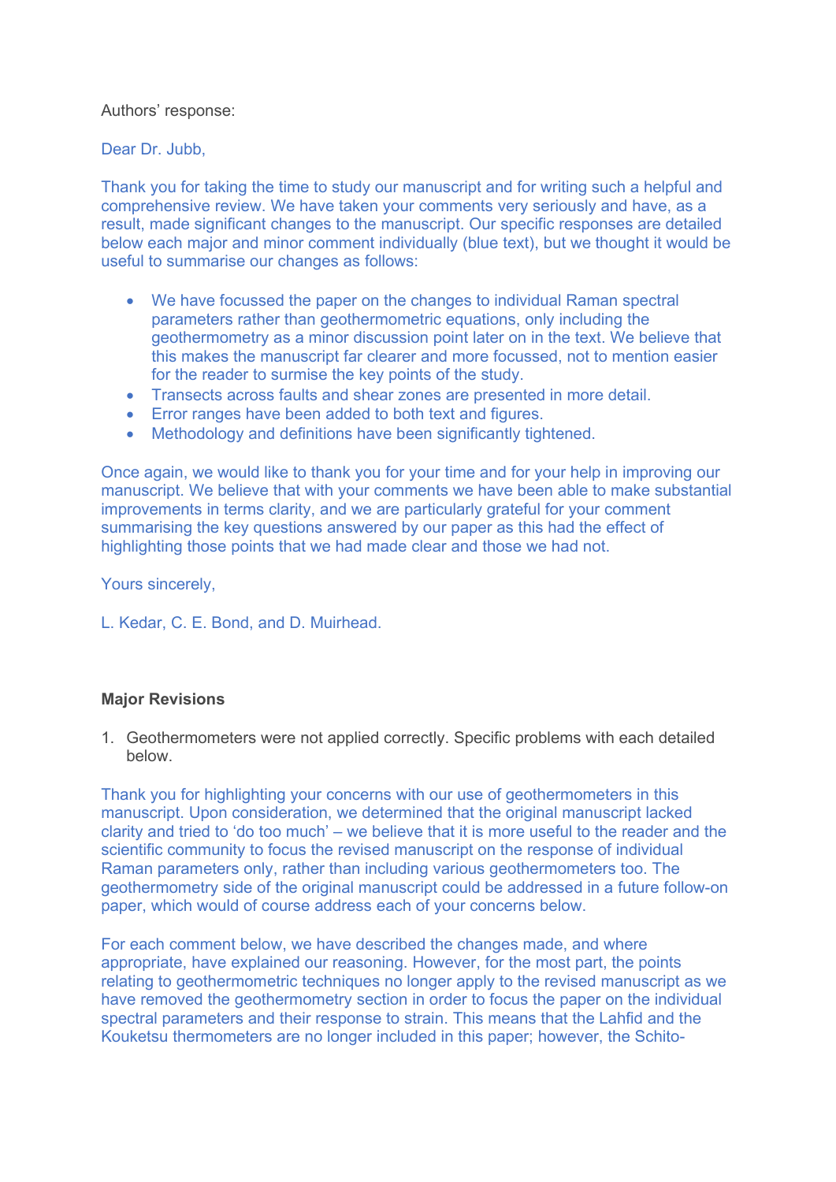Authors' response:

Dear Dr. Jubb,

Thank you for taking the time to study our manuscript and for writing such a helpful and comprehensive review. We have taken your comments very seriously and have, as a result, made significant changes to the manuscript. Our specific responses are detailed below each major and minor comment individually (blue text), but we thought it would be useful to summarise our changes as follows:

- We have focussed the paper on the changes to individual Raman spectral parameters rather than geothermometric equations, only including the geothermometry as a minor discussion point later on in the text. We believe that this makes the manuscript far clearer and more focussed, not to mention easier for the reader to surmise the key points of the study.
- Transects across faults and shear zones are presented in more detail.
- Error ranges have been added to both text and figures.
- Methodology and definitions have been significantly tightened.

Once again, we would like to thank you for your time and for your help in improving our manuscript. We believe that with your comments we have been able to make substantial improvements in terms clarity, and we are particularly grateful for your comment summarising the key questions answered by our paper as this had the effect of highlighting those points that we had made clear and those we had not.

Yours sincerely,

L. Kedar, C. E. Bond, and D. Muirhead.

**Major Revisions**

1. Geothermometers were not applied correctly. Specific problems with each detailed below.

Thank you for highlighting your concerns with our use of geothermometers in this manuscript. Upon consideration, we determined that the original manuscript lacked clarity and tried to 'do too much' – we believe that it is more useful to the reader and the scientific community to focus the revised manuscript on the response of individual Raman parameters only, rather than including various geothermometers too. The geothermometry side of the original manuscript could be addressed in a future follow-on paper, which would of course address each of your concerns below.

For each comment below, we have described the changes made, and where appropriate, have explained our reasoning. However, for the most part, the points relating to geothermometric techniques no longer apply to the revised manuscript as we have removed the geothermometry section in order to focus the paper on the individual spectral parameters and their response to strain. This means that the Lahfid and the Kouketsu thermometers are no longer included in this paper; however, the Schito-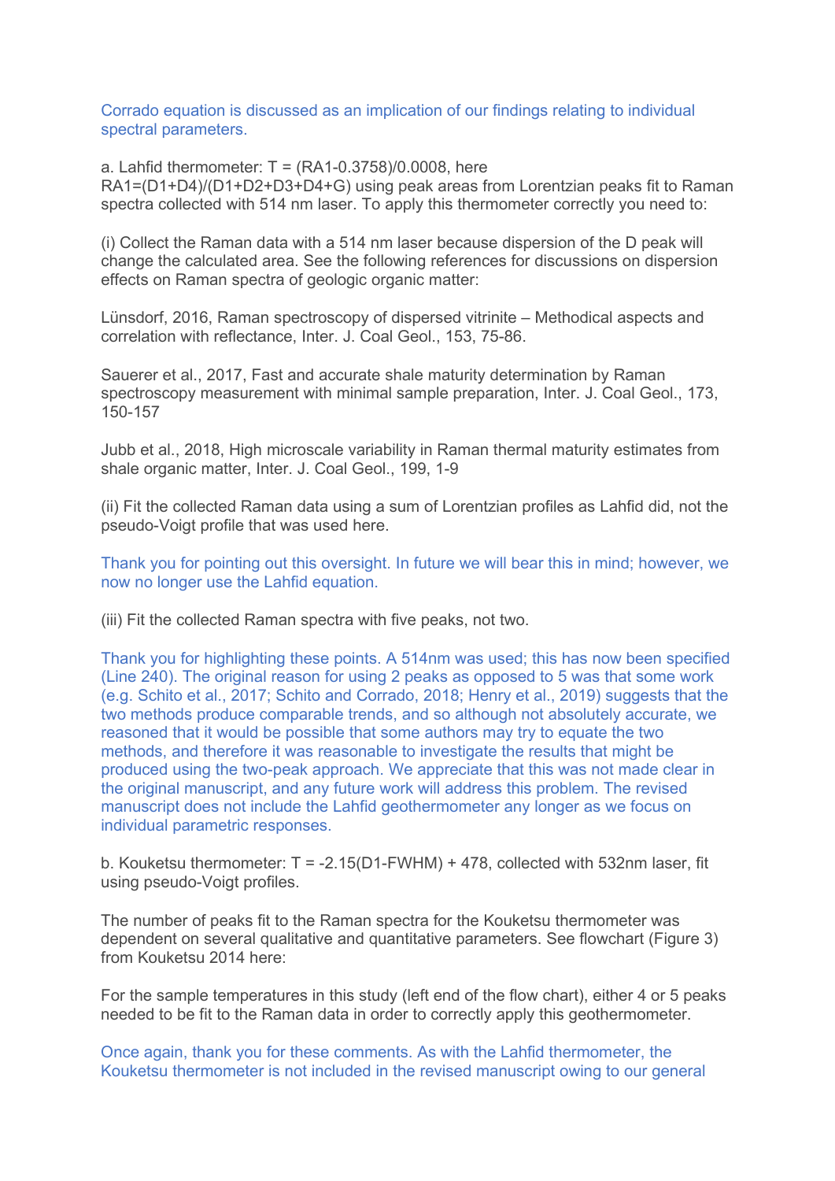Corrado equation is discussed as an implication of our findings relating to individual spectral parameters.

a. Lahfid thermometer: $T = (RA1-0.3758)/0.0008$, here $RA1=(D1+D4)/(D1+D2+D3+D4+G)$ using peak areas from Lorentzian peaks fit to Raman spectra collected with 514 nm laser. To apply this thermometer correctly you need to:

(i) Collect the Raman data with a 514 nm laser because dispersion of the D peak will change the calculated area. See the following references for discussions on dispersion effects on Raman spectra of geologic organic matter:

Lünsdorf, 2016, Raman spectroscopy of dispersed vitrinite – Methodical aspects and correlation with reflectance, Inter. J. Coal Geol., 153, 75-86.

Sauerer et al., 2017, Fast and accurate shale maturity determination by Raman spectroscopy measurement with minimal sample preparation, Inter. J. Coal Geol., 173, 150-157

Jubb et al., 2018, High microscale variability in Raman thermal maturity estimates from shale organic matter, Inter. J. Coal Geol., 199, 1-9

(ii) Fit the collected Raman data using a sum of Lorentzian profiles as Lahfid did, not the pseudo-Voigt profile that was used here.

Thank you for pointing out this oversight. In future we will bear this in mind; however, we now no longer use the Lahfid equation.

(iii) Fit the collected Raman spectra with five peaks, not two.

Thank you for highlighting these points. A 514nm was used; this has now been specified (Line 240). The original reason for using 2 peaks as opposed to 5 was that some work (e.g. Schito et al., 2017; Schito and Corrado, 2018; Henry et al., 2019) suggests that the two methods produce comparable trends, and so although not absolutely accurate, we reasoned that it would be possible that some authors may try to equate the two methods, and therefore it was reasonable to investigate the results that might be produced using the two-peak approach. We appreciate that this was not made clear in the original manuscript, and any future work will address this problem. The revised manuscript does not include the Lahfid geothermometer any longer as we focus on individual parametric responses.

b. Kouketsu thermometer: $T = -2.15(D1\text{-}FWHM) + 478$, collected with 532nm laser, fit using pseudo-Voigt profiles.

The number of peaks fit to the Raman spectra for the Kouketsu thermometer was dependent on several qualitative and quantitative parameters. See flowchart (Figure 3) from Kouketsu 2014 here:

For the sample temperatures in this study (left end of the flow chart), either 4 or 5 peaks needed to be fit to the Raman data in order to correctly apply this geothermometer.

Once again, thank you for these comments. As with the Lahfid thermometer, the Kouketsu thermometer is not included in the revised manuscript owing to our general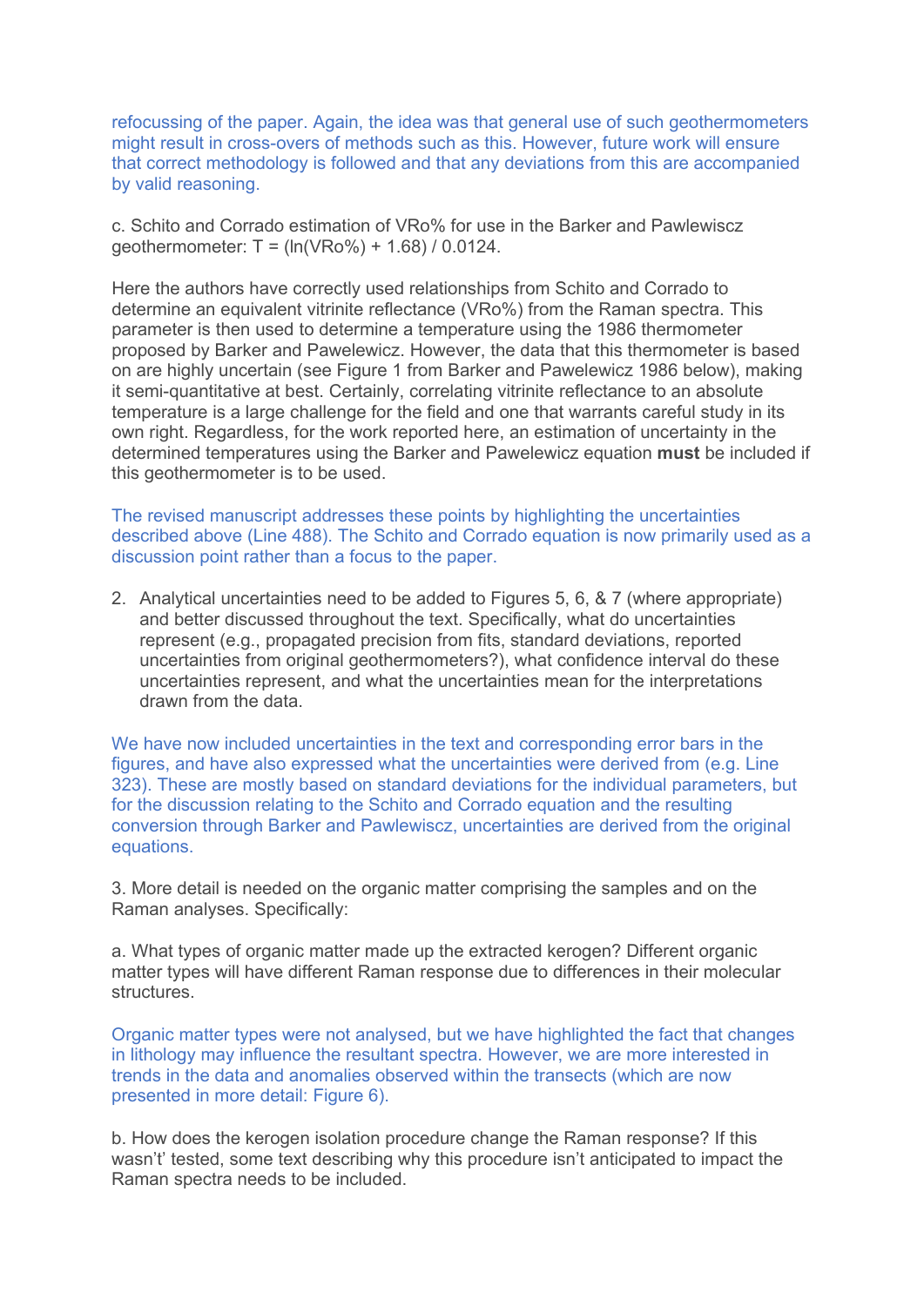refocussing of the paper. Again, the idea was that general use of such geothermometers might result in cross-overs of methods such as this. However, future work will ensure that correct methodology is followed and that any deviations from this are accompanied by valid reasoning.

c. Schito and Corrado estimation of VRo% for use in the Barker and Pawlewiscz geothermometer: T = (ln(VRo%) + 1.68) / 0.0124.

Here the authors have correctly used relationships from Schito and Corrado to determine an equivalent vitrinite reflectance (VRo%) from the Raman spectra. This parameter is then used to determine a temperature using the 1986 thermometer proposed by Barker and Pawelewicz. However, the data that this thermometer is based on are highly uncertain (see Figure 1 from Barker and Pawelewicz 1986 below), making it semi-quantitative at best. Certainly, correlating vitrinite reflectance to an absolute temperature is a large challenge for the field and one that warrants careful study in its own right. Regardless, for the work reported here, an estimation of uncertainty in the determined temperatures using the Barker and Pawelewicz equation **must** be included if this geothermometer is to be used.

The revised manuscript addresses these points by highlighting the uncertainties described above (Line 488). The Schito and Corrado equation is now primarily used as a discussion point rather than a focus to the paper.

2. Analytical uncertainties need to be added to Figures 5, 6, & 7 (where appropriate) and better discussed throughout the text. Specifically, what do uncertainties represent (e.g., propagated precision from fits, standard deviations, reported uncertainties from original geothermometers?), what confidence interval do these uncertainties represent, and what the uncertainties mean for the interpretations drawn from the data.

We have now included uncertainties in the text and corresponding error bars in the figures, and have also expressed what the uncertainties were derived from (e.g. Line 323). These are mostly based on standard deviations for the individual parameters, but for the discussion relating to the Schito and Corrado equation and the resulting conversion through Barker and Pawlewiscz, uncertainties are derived from the original equations.

3. More detail is needed on the organic matter comprising the samples and on the Raman analyses. Specifically:

a. What types of organic matter made up the extracted kerogen? Different organic matter types will have different Raman response due to differences in their molecular structures.

Organic matter types were not analysed, but we have highlighted the fact that changes in lithology may influence the resultant spectra. However, we are more interested in trends in the data and anomalies observed within the transects (which are now presented in more detail: Figure 6).

b. How does the kerogen isolation procedure change the Raman response? If this wasn't't' tested, some text describing why this procedure isn't anticipated to impact the Raman spectra needs to be included.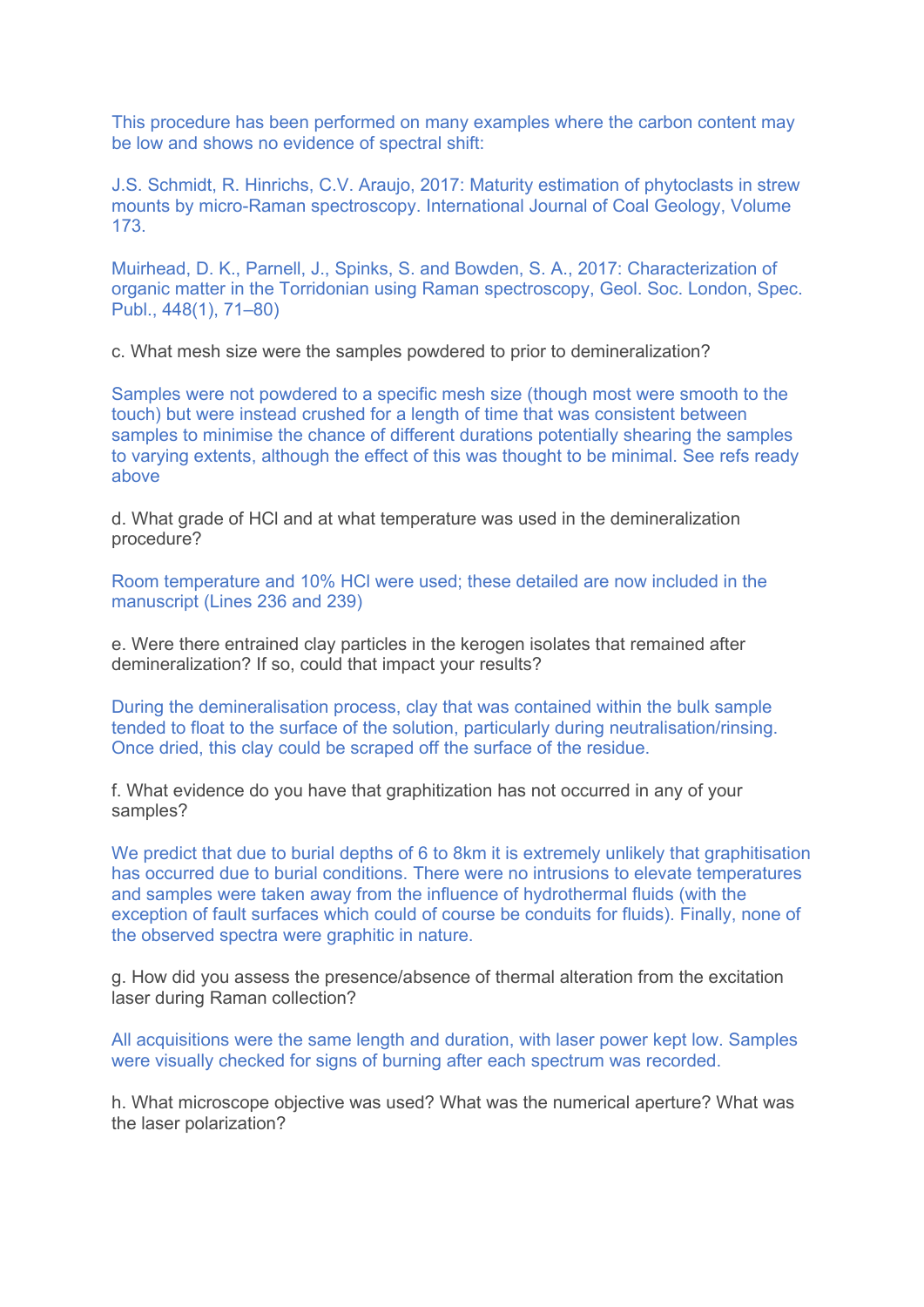This procedure has been performed on many examples where the carbon content may be low and shows no evidence of spectral shift:

J.S. Schmidt, R. Hinrichs, C.V. Araujo, 2017: Maturity estimation of phytoclasts in strew mounts by micro-Raman spectroscopy. International Journal of Coal Geology, Volume 173.

Muirhead, D. K., Parnell, J., Spinks, S. and Bowden, S. A., 2017: Characterization of organic matter in the Torridonian using Raman spectroscopy, Geol. Soc. London, Spec. Publ., 448(1), 71–80)

c. What mesh size were the samples powdered to prior to demineralization?

Samples were not powdered to a specific mesh size (though most were smooth to the touch) but were instead crushed for a length of time that was consistent between samples to minimise the chance of different durations potentially shearing the samples to varying extents, although the effect of this was thought to be minimal. See refs ready above

d. What grade of HCl and at what temperature was used in the demineralization procedure?

Room temperature and 10% HCl were used; these detailed are now included in the manuscript (Lines 236 and 239)

e. Were there entrained clay particles in the kerogen isolates that remained after demineralization? If so, could that impact your results?

During the demineralisation process, clay that was contained within the bulk sample tended to float to the surface of the solution, particularly during neutralisation/rinsing. Once dried, this clay could be scraped off the surface of the residue.

f. What evidence do you have that graphitization has not occurred in any of your samples?

We predict that due to burial depths of 6 to 8km it is extremely unlikely that graphitisation has occurred due to burial conditions. There were no intrusions to elevate temperatures and samples were taken away from the influence of hydrothermal fluids (with the exception of fault surfaces which could of course be conduits for fluids). Finally, none of the observed spectra were graphitic in nature.

g. How did you assess the presence/absence of thermal alteration from the excitation laser during Raman collection?

All acquisitions were the same length and duration, with laser power kept low. Samples were visually checked for signs of burning after each spectrum was recorded.

h. What microscope objective was used? What was the numerical aperture? What was the laser polarization?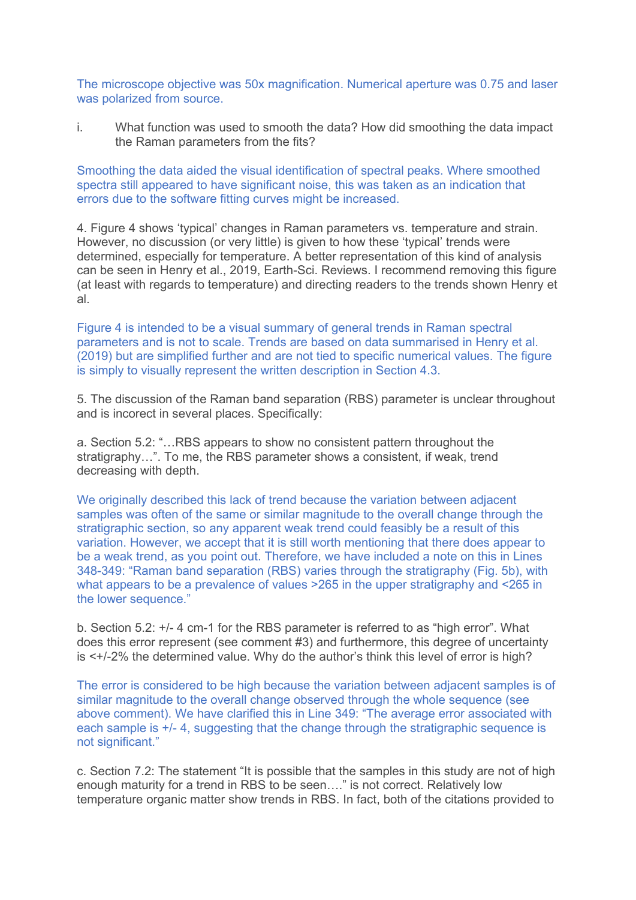The microscope objective was 50x magnification. Numerical aperture was 0.75 and laser was polarized from source.

i. What function was used to smooth the data? How did smoothing the data impact the Raman parameters from the fits?

Smoothing the data aided the visual identification of spectral peaks. Where smoothed spectra still appeared to have significant noise, this was taken as an indication that errors due to the software fitting curves might be increased.

4. Figure 4 shows 'typical' changes in Raman parameters vs. temperature and strain. However, no discussion (or very little) is given to how these 'typical' trends were determined, especially for temperature. A better representation of this kind of analysis can be seen in Henry et al., 2019, Earth-Sci. Reviews. I recommend removing this figure (at least with regards to temperature) and directing readers to the trends shown Henry et al.

Figure 4 is intended to be a visual summary of general trends in Raman spectral parameters and is not to scale. Trends are based on data summarised in Henry et al. (2019) but are simplified further and are not tied to specific numerical values. The figure is simply to visually represent the written description in Section 4.3.

5. The discussion of the Raman band separation (RBS) parameter is unclear throughout and is incorect in several places. Specifically:

a. Section 5.2: "…RBS appears to show no consistent pattern throughout the stratigraphy…". To me, the RBS parameter shows a consistent, if weak, trend decreasing with depth.

We originally described this lack of trend because the variation between adjacent samples was often of the same or similar magnitude to the overall change through the stratigraphic section, so any apparent weak trend could feasibly be a result of this variation. However, we accept that it is still worth mentioning that there does appear to be a weak trend, as you point out. Therefore, we have included a note on this in Lines 348-349: "Raman band separation (RBS) varies through the stratigraphy (Fig. 5b), with what appears to be a prevalence of values >265 in the upper stratigraphy and <265 in the lower sequence."

b. Section 5.2: +/- 4 cm-1 for the RBS parameter is referred to as "high error". What does this error represent (see comment #3) and furthermore, this degree of uncertainty is <+/-2% the determined value. Why do the author's think this level of error is high?

The error is considered to be high because the variation between adjacent samples is of similar magnitude to the overall change observed through the whole sequence (see above comment). We have clarified this in Line 349: "The average error associated with each sample is +/- 4, suggesting that the change through the stratigraphic sequence is not significant."

c. Section 7.2: The statement "It is possible that the samples in this study are not of high enough maturity for a trend in RBS to be seen…." is not correct. Relatively low temperature organic matter show trends in RBS. In fact, both of the citations provided to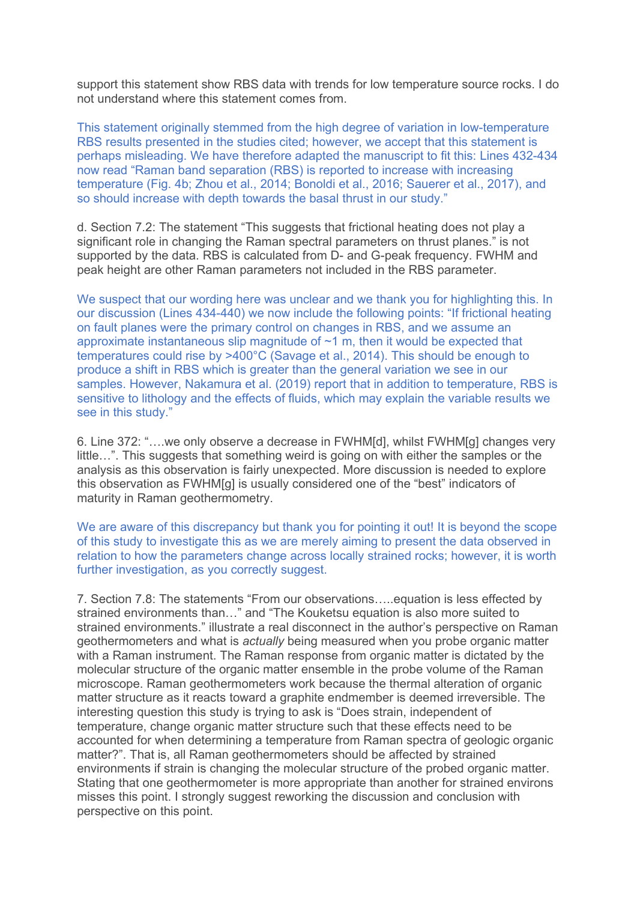support this statement show RBS data with trends for low temperature source rocks. I do not understand where this statement comes from.

This statement originally stemmed from the high degree of variation in low-temperature RBS results presented in the studies cited; however, we accept that this statement is perhaps misleading. We have therefore adapted the manuscript to fit this: Lines 432-434 now read “Raman band separation (RBS) is reported to increase with increasing temperature (Fig. 4b; Zhou et al., 2014; Bonoldi et al., 2016; Sauerer et al., 2017), and so should increase with depth towards the basal thrust in our study.”

d. Section 7.2: The statement “This suggests that frictional heating does not play a significant role in changing the Raman spectral parameters on thrust planes.” is not supported by the data. RBS is calculated from D- and G-peak frequency. FWHM and peak height are other Raman parameters not included in the RBS parameter.

We suspect that our wording here was unclear and we thank you for highlighting this. In our discussion (Lines 434-440) we now include the following points: “If frictional heating on fault planes were the primary control on changes in RBS, and we assume an approximate instantaneous slip magnitude of ~1 m, then it would be expected that temperatures could rise by >400°C (Savage et al., 2014). This should be enough to produce a shift in RBS which is greater than the general variation we see in our samples. However, Nakamura et al. (2019) report that in addition to temperature, RBS is sensitive to lithology and the effects of fluids, which may explain the variable results we see in this study.”

6. Line 372: “….we only observe a decrease in FWHM[d], whilst FWHM[g] changes very little…”. This suggests that something weird is going on with either the samples or the analysis as this observation is fairly unexpected. More discussion is needed to explore this observation as FWHM[g] is usually considered one of the “best” indicators of maturity in Raman geothermometry.

We are aware of this discrepancy but thank you for pointing it out! It is beyond the scope of this study to investigate this as we are merely aiming to present the data observed in relation to how the parameters change across locally strained rocks; however, it is worth further investigation, as you correctly suggest.

7. Section 7.8: The statements “From our observations…..equation is less effected by strained environments than…” and “The Kouketsu equation is also more suited to strained environments.” illustrate a real disconnect in the author’s perspective on Raman geothermometers and what is *actually* being measured when you probe organic matter with a Raman instrument. The Raman response from organic matter is dictated by the molecular structure of the organic matter ensemble in the probe volume of the Raman microscope. Raman geothermometers work because the thermal alteration of organic matter structure as it reacts toward a graphite endmember is deemed irreversible. The interesting question this study is trying to ask is “Does strain, independent of temperature, change organic matter structure such that these effects need to be accounted for when determining a temperature from Raman spectra of geologic organic matter?”. That is, all Raman geothermometers should be affected by strained environments if strain is changing the molecular structure of the probed organic matter. Stating that one geothermometer is more appropriate than another for strained environs misses this point. I strongly suggest reworking the discussion and conclusion with perspective on this point.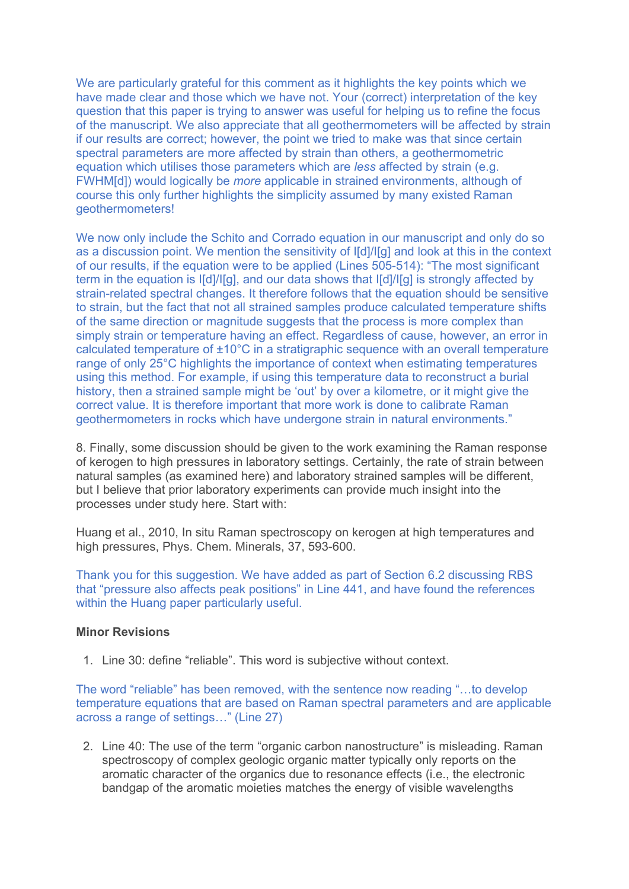We are particularly grateful for this comment as it highlights the key points which we have made clear and those which we have not. Your (correct) interpretation of the key question that this paper is trying to answer was useful for helping us to refine the focus of the manuscript. We also appreciate that all geothermometers will be affected by strain if our results are correct; however, the point we tried to make was that since certain spectral parameters are more affected by strain than others, a geothermometric equation which utilises those parameters which are *less* affected by strain (e.g. FWHM[d]) would logically be *more* applicable in strained environments, although of course this only further highlights the simplicity assumed by many existed Raman geothermometers!

We now only include the Schito and Corrado equation in our manuscript and only do so as a discussion point. We mention the sensitivity of I[d]/I[g] and look at this in the context of our results, if the equation were to be applied (Lines 505-514): "The most significant term in the equation is I[d]/I[g], and our data shows that I[d]/I[g] is strongly affected by strain-related spectral changes. It therefore follows that the equation should be sensitive to strain, but the fact that not all strained samples produce calculated temperature shifts of the same direction or magnitude suggests that the process is more complex than simply strain or temperature having an effect. Regardless of cause, however, an error in calculated temperature of ±10°C in a stratigraphic sequence with an overall temperature range of only 25°C highlights the importance of context when estimating temperatures using this method. For example, if using this temperature data to reconstruct a burial history, then a strained sample might be 'out' by over a kilometre, or it might give the correct value. It is therefore important that more work is done to calibrate Raman geothermometers in rocks which have undergone strain in natural environments."

8. Finally, some discussion should be given to the work examining the Raman response of kerogen to high pressures in laboratory settings. Certainly, the rate of strain between natural samples (as examined here) and laboratory strained samples will be different, but I believe that prior laboratory experiments can provide much insight into the processes under study here. Start with:

Huang et al., 2010, In situ Raman spectroscopy on kerogen at high temperatures and high pressures, Phys. Chem. Minerals, 37, 593-600.

Thank you for this suggestion. We have added as part of Section 6.2 discussing RBS that "pressure also affects peak positions" in Line 441, and have found the references within the Huang paper particularly useful.

**Minor Revisions**

1. Line 30: define "reliable". This word is subjective without context.

The word "reliable" has been removed, with the sentence now reading "…to develop temperature equations that are based on Raman spectral parameters and are applicable across a range of settings…" (Line 27)

2. Line 40: The use of the term "organic carbon nanostructure" is misleading. Raman spectroscopy of complex geologic organic matter typically only reports on the aromatic character of the organics due to resonance effects (i.e., the electronic bandgap of the aromatic moieties matches the energy of visible wavelengths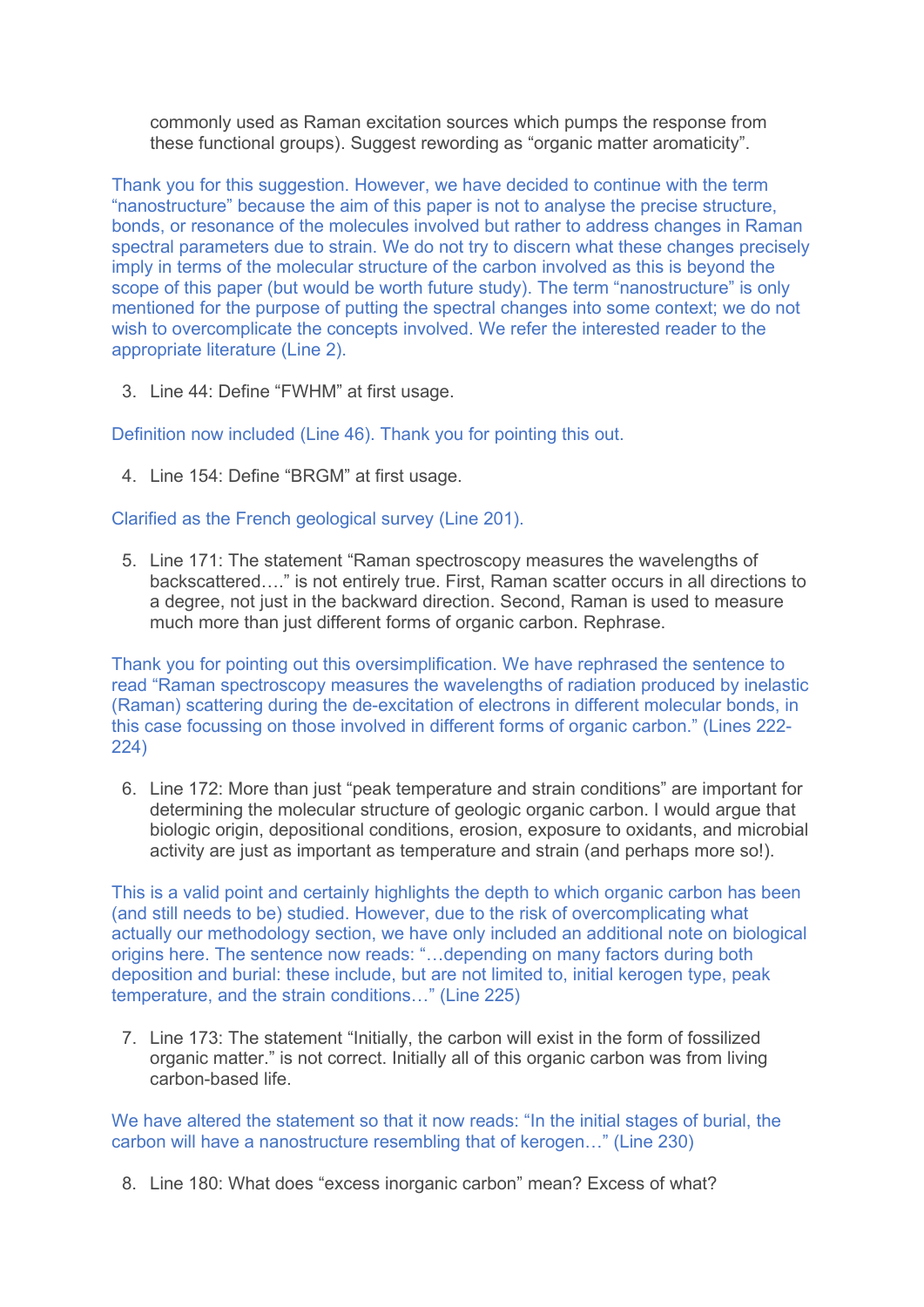commonly used as Raman excitation sources which pumps the response from these functional groups). Suggest rewording as "organic matter aromaticity".

Thank you for this suggestion. However, we have decided to continue with the term "nanostructure" because the aim of this paper is not to analyse the precise structure, bonds, or resonance of the molecules involved but rather to address changes in Raman spectral parameters due to strain. We do not try to discern what these changes precisely imply in terms of the molecular structure of the carbon involved as this is beyond the scope of this paper (but would be worth future study). The term "nanostructure" is only mentioned for the purpose of putting the spectral changes into some context; we do not wish to overcomplicate the concepts involved. We refer the interested reader to the appropriate literature (Line 2).

3. Line 44: Define "FWHM" at first usage.

Definition now included (Line 46). Thank you for pointing this out.

4. Line 154: Define "BRGM" at first usage.

Clarified as the French geological survey (Line 201).

5. Line 171: The statement "Raman spectroscopy measures the wavelengths of backscattered…." is not entirely true. First, Raman scatter occurs in all directions to a degree, not just in the backward direction. Second, Raman is used to measure much more than just different forms of organic carbon. Rephrase.

Thank you for pointing out this oversimplification. We have rephrased the sentence to read "Raman spectroscopy measures the wavelengths of radiation produced by inelastic (Raman) scattering during the de-excitation of electrons in different molecular bonds, in this case focussing on those involved in different forms of organic carbon." (Lines 222-224)

6. Line 172: More than just "peak temperature and strain conditions" are important for determining the molecular structure of geologic organic carbon. I would argue that biologic origin, depositional conditions, erosion, exposure to oxidants, and microbial activity are just as important as temperature and strain (and perhaps more so!).

This is a valid point and certainly highlights the depth to which organic carbon has been (and still needs to be) studied. However, due to the risk of overcomplicating what actually our methodology section, we have only included an additional note on biological origins here. The sentence now reads: "…depending on many factors during both deposition and burial: these include, but are not limited to, initial kerogen type, peak temperature, and the strain conditions…" (Line 225)

7. Line 173: The statement "Initially, the carbon will exist in the form of fossilized organic matter." is not correct. Initially all of this organic carbon was from living carbon-based life.

We have altered the statement so that it now reads: "In the initial stages of burial, the carbon will have a nanostructure resembling that of kerogen…" (Line 230)

8. Line 180: What does "excess inorganic carbon" mean? Excess of what?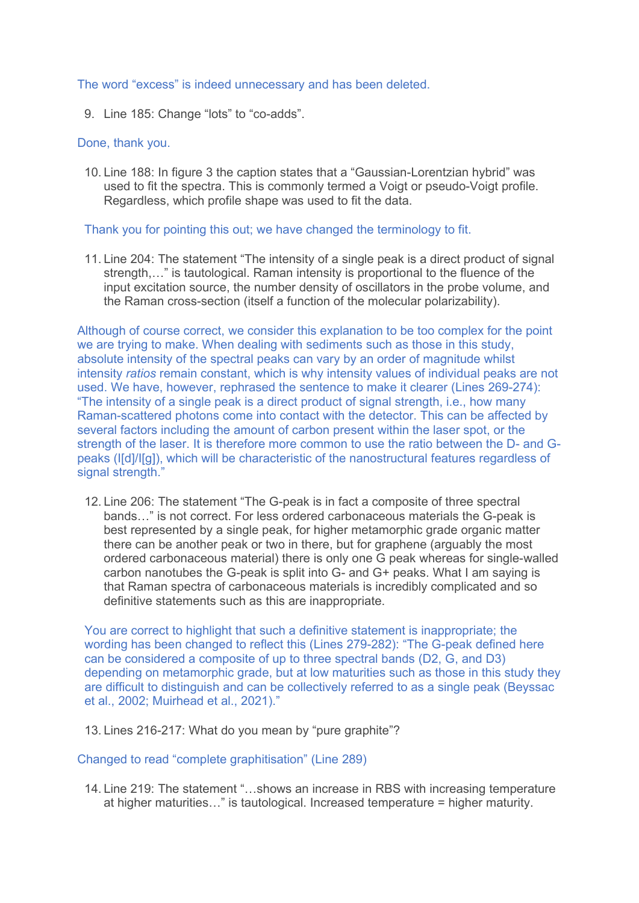The word “excess” is indeed unnecessary and has been deleted.

9. Line 185: Change “lots” to “co-adds”.

Done, thank you.

10. Line 188: In figure 3 the caption states that a “Gaussian-Lorentzian hybrid” was used to fit the spectra. This is commonly termed a Voigt or pseudo-Voigt profile. Regardless, which profile shape was used to fit the data.

Thank you for pointing this out; we have changed the terminology to fit.

11. Line 204: The statement “The intensity of a single peak is a direct product of signal strength,…” is tautological. Raman intensity is proportional to the fluence of the input excitation source, the number density of oscillators in the probe volume, and the Raman cross-section (itself a function of the molecular polarizability).

Although of course correct, we consider this explanation to be too complex for the point we are trying to make. When dealing with sediments such as those in this study, absolute intensity of the spectral peaks can vary by an order of magnitude whilst intensity *ratios* remain constant, which is why intensity values of individual peaks are not used. We have, however, rephrased the sentence to make it clearer (Lines 269-274): “The intensity of a single peak is a direct product of signal strength, i.e., how many Raman-scattered photons come into contact with the detector. This can be affected by several factors including the amount of carbon present within the laser spot, or the strength of the laser. It is therefore more common to use the ratio between the D- and G-peaks (I[d]/I[g]), which will be characteristic of the nanostructural features regardless of signal strength.”

12. Line 206: The statement “The G-peak is in fact a composite of three spectral bands…” is not correct. For less ordered carbonaceous materials the G-peak is best represented by a single peak, for higher metamorphic grade organic matter there can be another peak or two in there, but for graphene (arguably the most ordered carbonaceous material) there is only one G peak whereas for single-walled carbon nanotubes the G-peak is split into G- and G+ peaks. What I am saying is that Raman spectra of carbonaceous materials is incredibly complicated and so definitive statements such as this are inappropriate.

You are correct to highlight that such a definitive statement is inappropriate; the wording has been changed to reflect this (Lines 279-282): “The G-peak defined here can be considered a composite of up to three spectral bands (D2, G, and D3) depending on metamorphic grade, but at low maturities such as those in this study they are difficult to distinguish and can be collectively referred to as a single peak (Beyssac et al., 2002; Muirhead et al., 2021).”

13. Lines 216-217: What do you mean by “pure graphite”?

Changed to read “complete graphitisation” (Line 289)

14. Line 219: The statement “…shows an increase in RBS with increasing temperature at higher maturities…” is tautological. Increased temperature = higher maturity.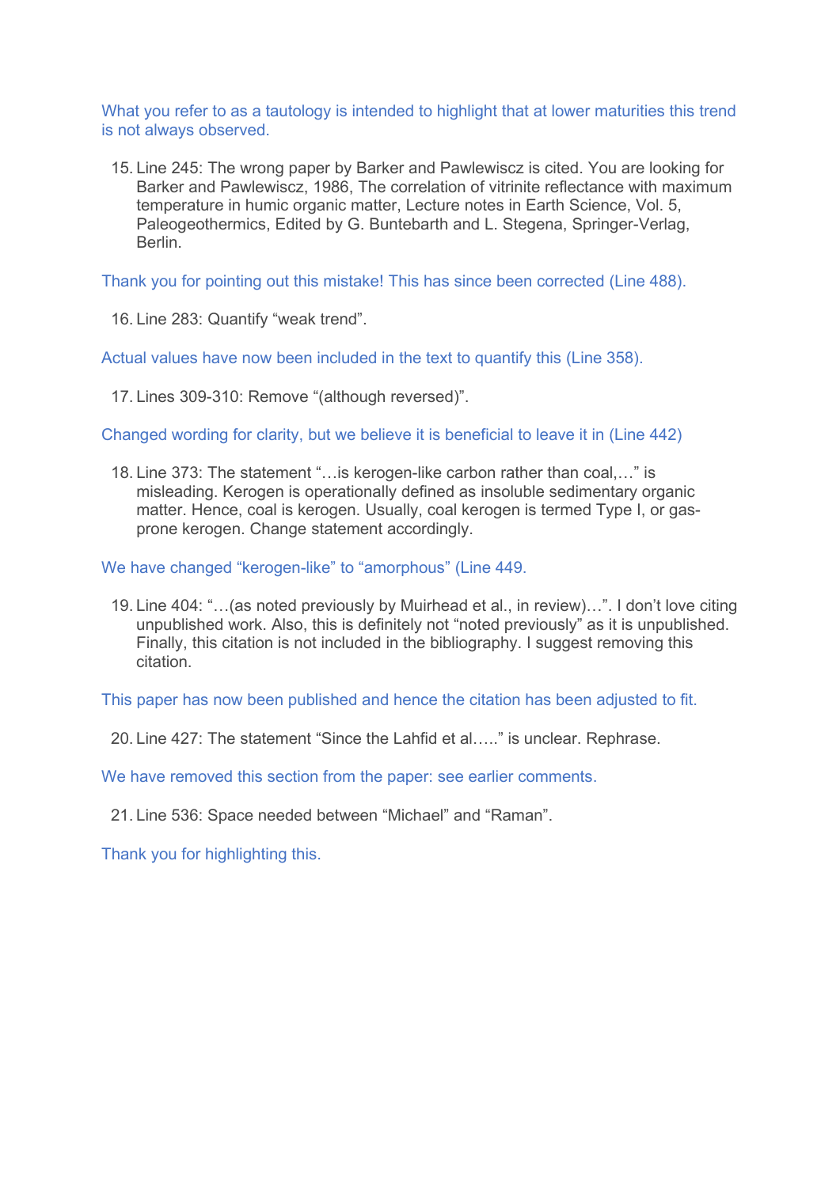What you refer to as a tautology is intended to highlight that at lower maturities this trend is not always observed.

15. Line 245: The wrong paper by Barker and Pawlewiscz is cited. You are looking for Barker and Pawlewiscz, 1986, The correlation of vitrinite reflectance with maximum temperature in humic organic matter, Lecture notes in Earth Science, Vol. 5, Paleogeothermics, Edited by G. Buntebarth and L. Stegena, Springer-Verlag, Berlin.

Thank you for pointing out this mistake! This has since been corrected (Line 488).

16. Line 283: Quantify "weak trend".

Actual values have now been included in the text to quantify this (Line 358).

17. Lines 309-310: Remove "(although reversed)".

Changed wording for clarity, but we believe it is beneficial to leave it in (Line 442)

18. Line 373: The statement "…is kerogen-like carbon rather than coal,…" is misleading. Kerogen is operationally defined as insoluble sedimentary organic matter. Hence, coal is kerogen. Usually, coal kerogen is termed Type I, or gas-prone kerogen. Change statement accordingly.

We have changed "kerogen-like" to "amorphous" (Line 449.

19. Line 404: "…(as noted previously by Muirhead et al., in review)…". I don't love citing unpublished work. Also, this is definitely not "noted previously" as it is unpublished. Finally, this citation is not included in the bibliography. I suggest removing this citation.

This paper has now been published and hence the citation has been adjusted to fit.

20. Line 427: The statement "Since the Lahfid et al….." is unclear. Rephrase.

We have removed this section from the paper: see earlier comments.

21. Line 536: Space needed between "Michael" and "Raman".

Thank you for highlighting this.